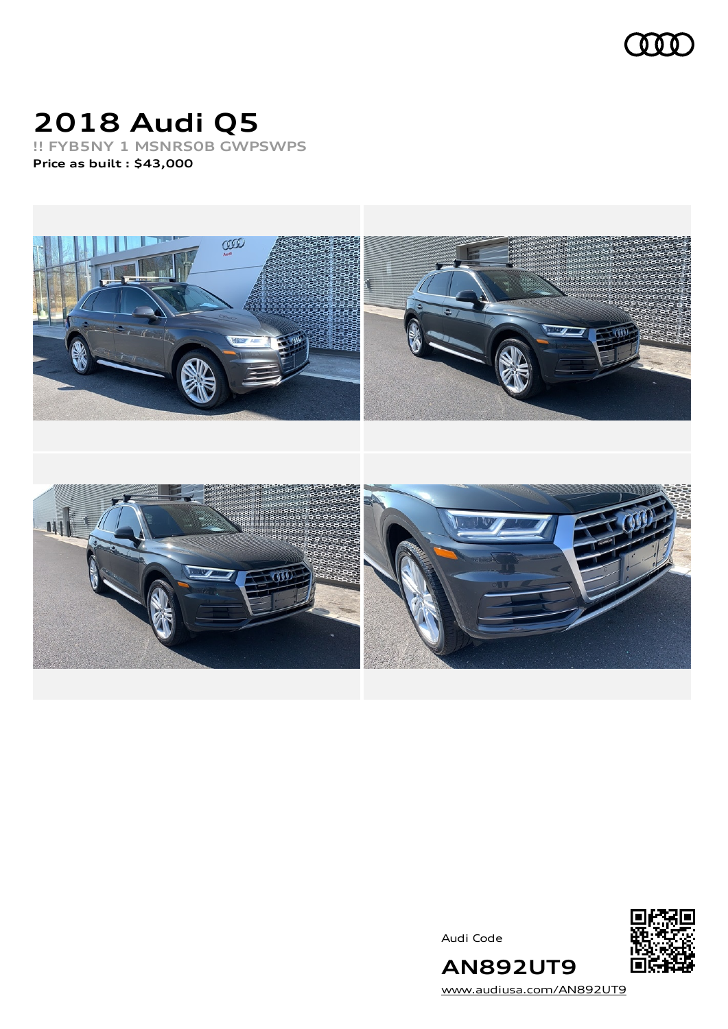# 2018 Audi Q5

**!! FYB5NY 1 MSNRS0B GWPSWPS**

**Price as built : $43,000**

Audi Code

**AN892UT9**

www.audiusa.com/AN892UT9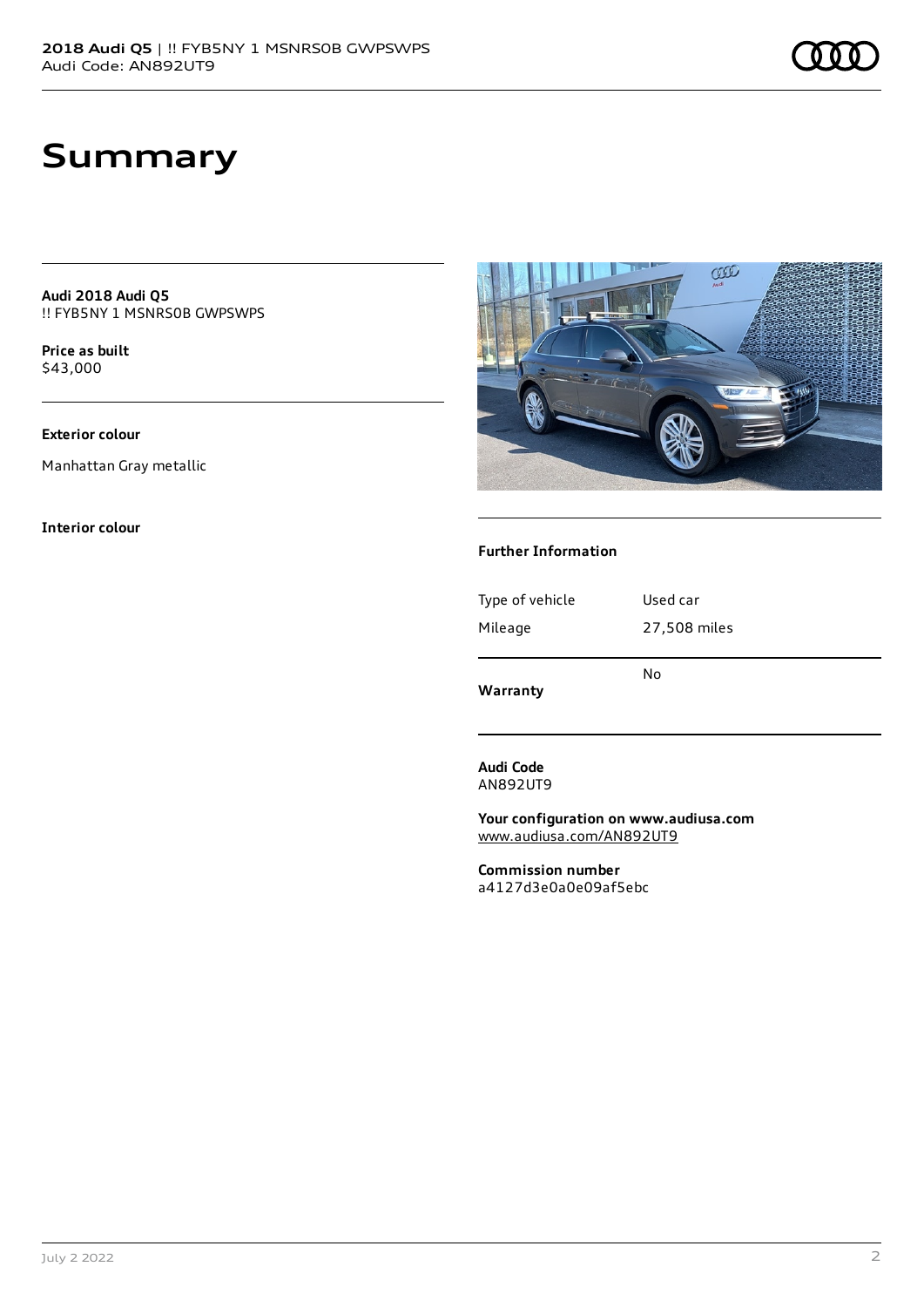# Summary

**Audi 2018 Audi Q5**
!! FYB5NY 1 MSNRS0B GWPSWPS

**Price as built**
$43,000

**Exterior colour**

Manhattan Gray metallic

**Interior colour**

**Further Information**

| | |
|---|---|
| Type of vehicle | Used car |
| Mileage | 27,508 miles |
| Warranty | No |

**Audi Code**
AN892UT9

**Your configuration on www.audiusa.com**
www.audiusa.com/AN892UT9

**Commission number**
a4127d3e0a0e09af5ebc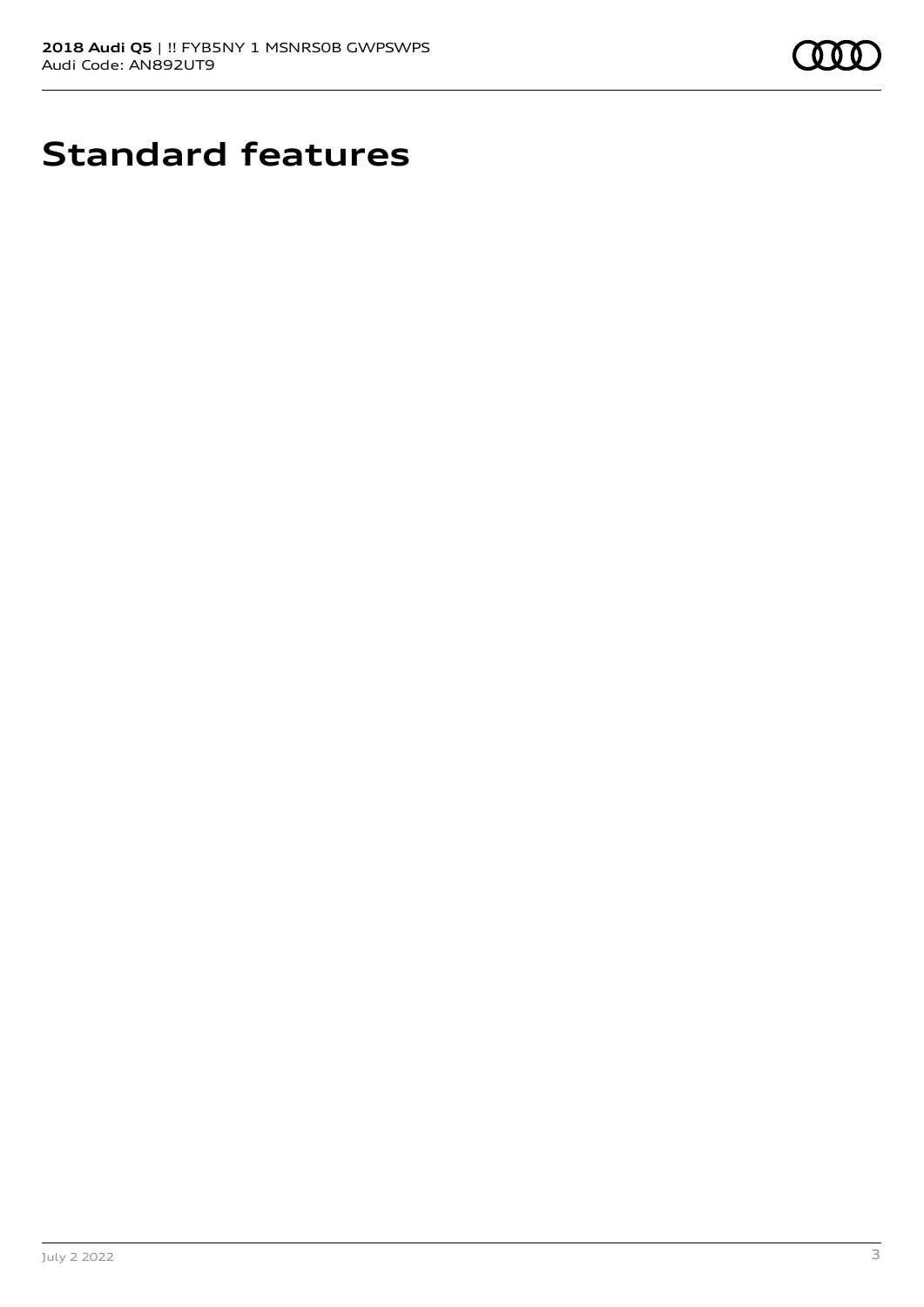# Standard features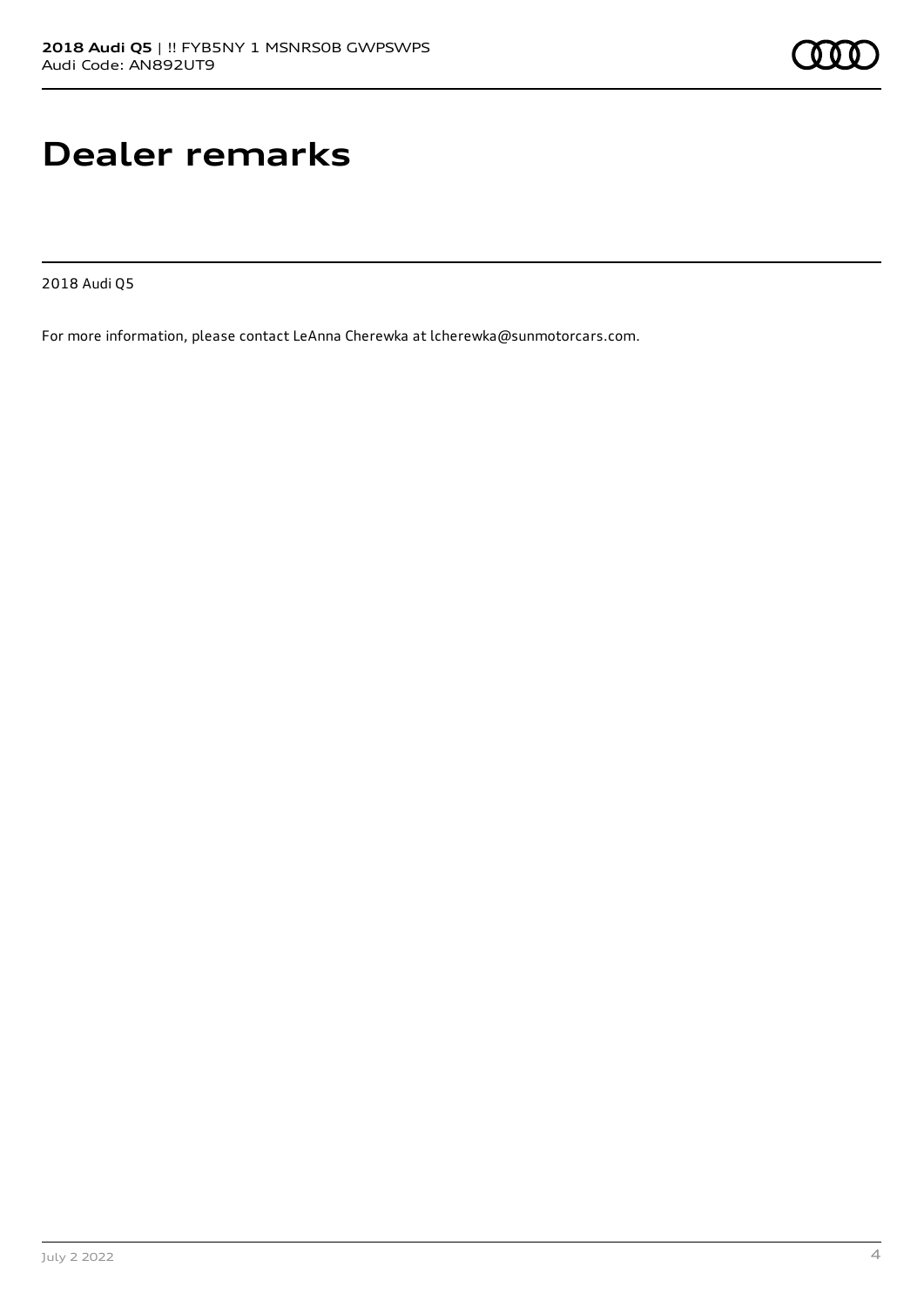# Dealer remarks

2018 Audi Q5

For more information, please contact LeAnna Cherewka at lcherewka@sunmotorcars.com.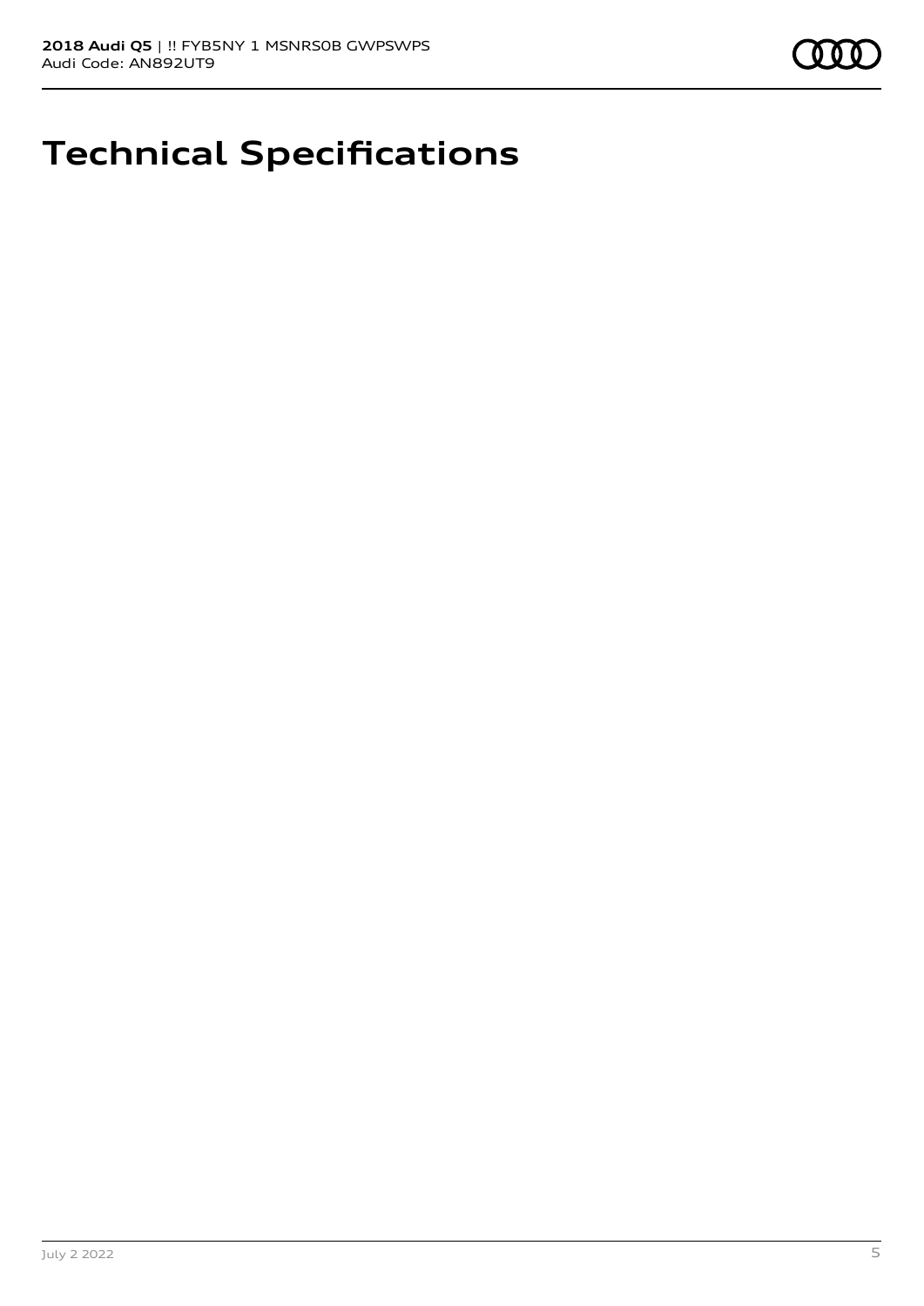# Technical Specifications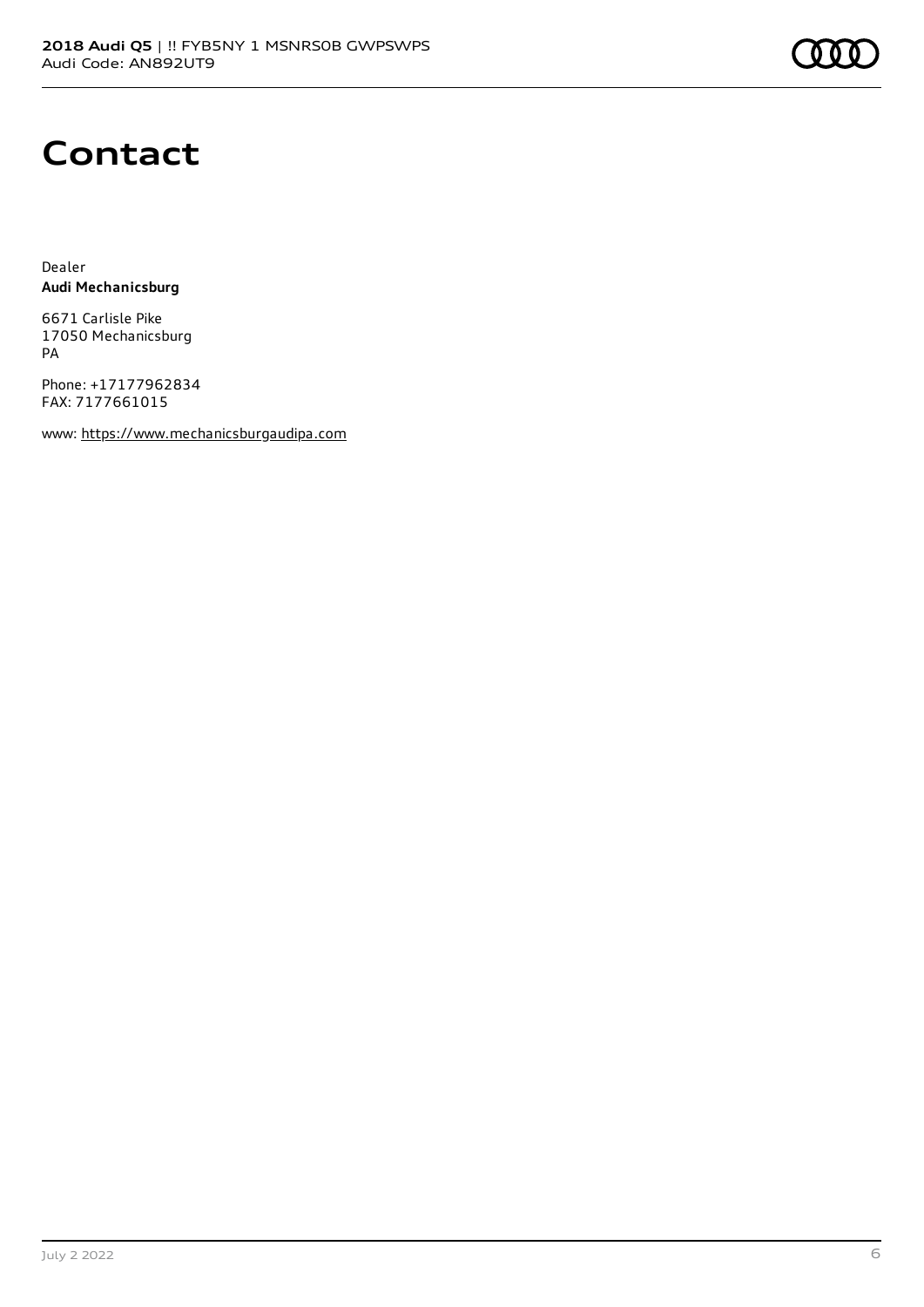# Contact

Dealer
**Audi Mechanicsburg**

6671 Carlisle Pike
17050 Mechanicsburg
PA

Phone: +17177962834
FAX: 7177661015

www: https://www.mechanicsburgaudipa.com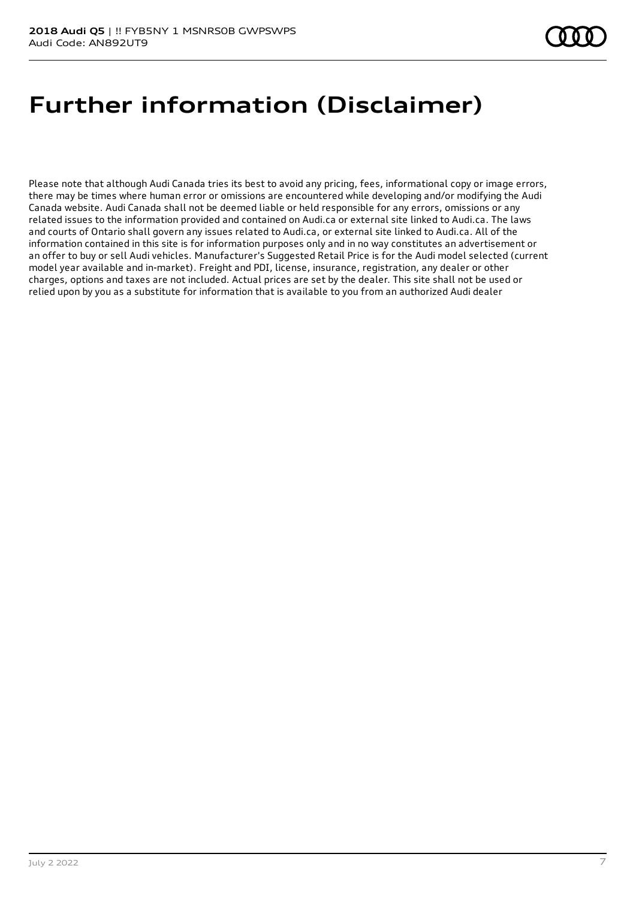# Further information (Disclaimer)

Please note that although Audi Canada tries its best to avoid any pricing, fees, informational copy or image errors, there may be times where human error or omissions are encountered while developing and/or modifying the Audi Canada website. Audi Canada shall not be deemed liable or held responsible for any errors, omissions or any related issues to the information provided and contained on Audi.ca or external site linked to Audi.ca. The laws and courts of Ontario shall govern any issues related to Audi.ca, or external site linked to Audi.ca. All of the information contained in this site is for information purposes only and in no way constitutes an advertisement or an offer to buy or sell Audi vehicles. Manufacturer's Suggested Retail Price is for the Audi model selected (current model year available and in-market). Freight and PDI, license, insurance, registration, any dealer or other charges, options and taxes are not included. Actual prices are set by the dealer. This site shall not be used or relied upon by you as a substitute for information that is available to you from an authorized Audi dealer